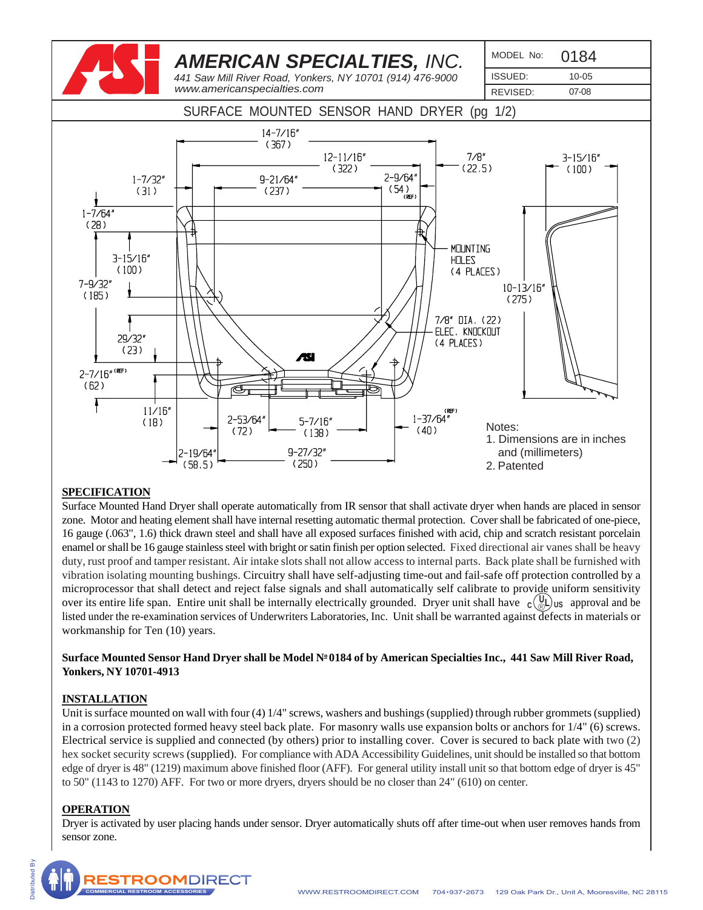# AMERICAN SPECIALTIES, INC.

441 Saw Mill River Road, Yonkers, NY 10701 (914) 476-9000
www.americanspecialties.com

| MODEL No: | 0184 |
| --- | --- |
| ISSUED: | 10-05 |
| REVISED: | 07-08 |

## SURFACE MOUNTED SENSOR HAND DRYER (pg 1/2)

14-7/16" (367)
12-11/16" (322)
7/8" (22.5)
3-15/16" (100)
1-7/32" (31)
9-21/64" (237)
2-9/64" (54) (REF)
1-7/64" (28)
MOUNTING HOLES (4 PLACES)
3-15/16" (100)
7-9/32" (185)
10-13/16" (275)
7/8" DIA. (22) ELEC. KNOCKOUT (4 PLACES)
29/32" (23)
2-7/16" (REF) (62)
11/16" (18)
2-53/64" (72)
5-7/16" (138)
1-37/64" (REF) (40)
2-19/64" (58.5)
9-27/32" (250)

Notes:
1. Dimensions are in inches and (millimeters)
2. Patented

### SPECIFICATION

Surface Mounted Hand Dryer shall operate automatically from IR sensor that shall activate dryer when hands are placed in sensor zone. Motor and heating element shall have internal resetting automatic thermal protection. Cover shall be fabricated of one-piece, 16 gauge (.063", 1.6) thick drawn steel and shall have all exposed surfaces finished with acid, chip and scratch resistant porcelain enamel or shall be 16 gauge stainless steel with bright or satin finish per option selected. Fixed directional air vanes shall be heavy duty, rust proof and tamper resistant. Air intake slots shall not allow access to internal parts. Back plate shall be furnished with vibration isolating mounting bushings. Circuitry shall have self-adjusting time-out and fail-safe off protection controlled by a microprocessor that shall detect and reject false signals and shall automatically self calibrate to provide uniform sensitivity over its entire life span. Entire unit shall be internally electrically grounded. Dryer unit shall have c UL us approval and be listed under the re-examination services of Underwriters Laboratories, Inc. Unit shall be warranted against defects in materials or workmanship for Ten (10) years.

**Surface Mounted Sensor Hand Dryer shall be Model № 0184 of by American Specialties Inc., 441 Saw Mill River Road, Yonkers, NY 10701-4913**

### INSTALLATION

Unit is surface mounted on wall with four (4) 1/4" screws, washers and bushings (supplied) through rubber grommets (supplied) in a corrosion protected formed heavy steel back plate. For masonry walls use expansion bolts or anchors for 1/4" (6) screws. Electrical service is supplied and connected (by others) prior to installing cover. Cover is secured to back plate with two (2) hex socket security screws (supplied). For compliance with ADA Accessibility Guidelines, unit should be installed so that bottom edge of dryer is 48" (1219) maximum above finished floor (AFF). For general utility install unit so that bottom edge of dryer is 45" to 50" (1143 to 1270) AFF. For two or more dryers, dryers should be no closer than 24" (610) on center.

### OPERATION

Dryer is activated by user placing hands under sensor. Dryer automatically shuts off after time-out when user removes hands from sensor zone.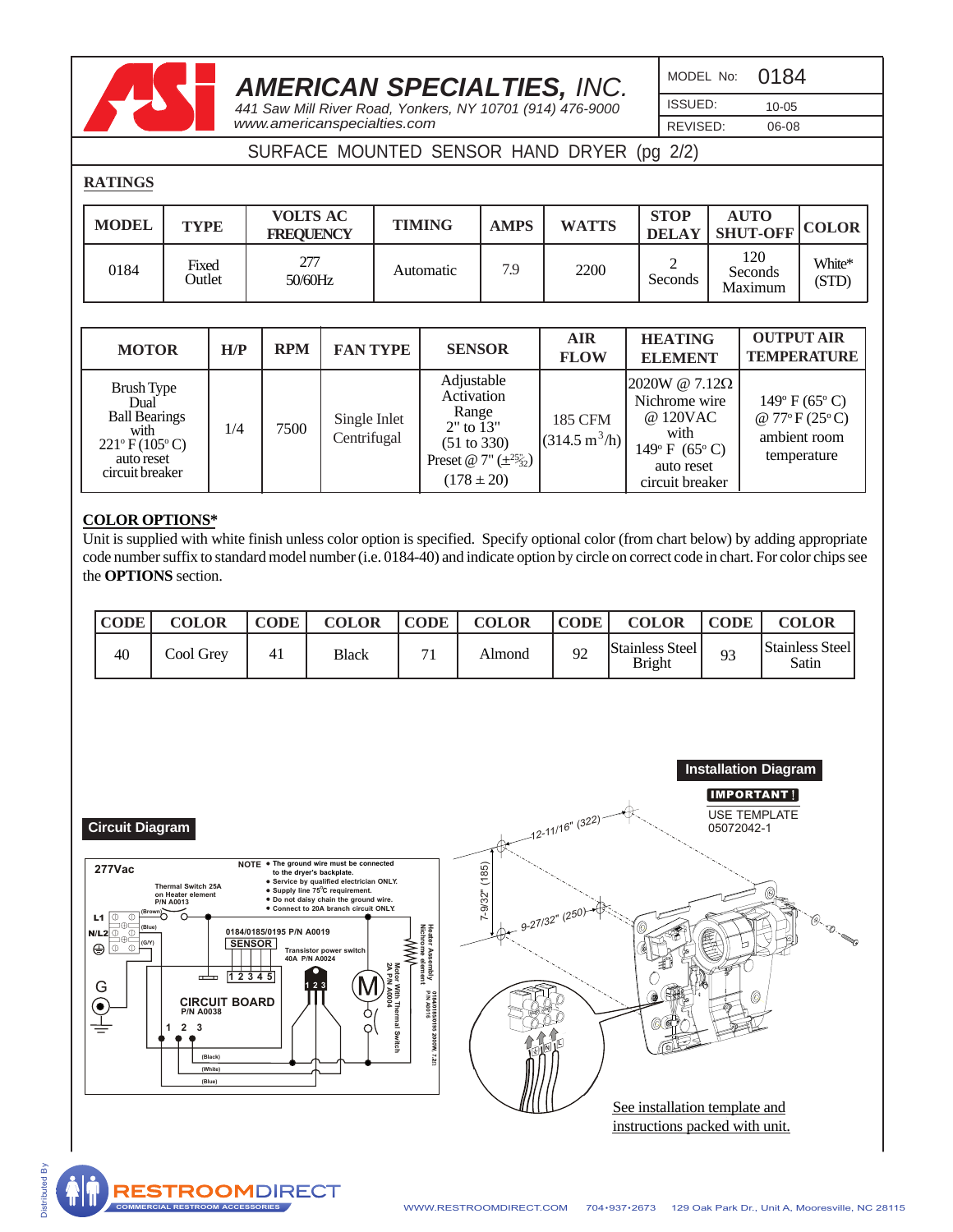# AMERICAN SPECIALTIES, INC.

441 Saw Mill River Road, Yonkers, NY 10701 (914) 476-9000
www.americanspecialties.com

| | |
|---|---|
| MODEL No: | 0184 |
| ISSUED: | 10-05 |
| REVISED: | 06-08 |

## SURFACE MOUNTED SENSOR HAND DRYER (pg 2/2)

### RATINGS

| MODEL | TYPE | VOLTS AC FREQUENCY | TIMING | AMPS | WATTS | STOP DELAY | AUTO SHUT-OFF | COLOR |
|---|---|---|---|---|---|---|---|---|
| 0184 | Fixed Outlet | 277 50/60Hz | Automatic | 7.9 | 2200 | 2 Seconds | 120 Seconds Maximum | White* (STD) |

| MOTOR | H/P | RPM | FAN TYPE | SENSOR | AIR FLOW | HEATING ELEMENT | OUTPUT AIR TEMPERATURE |
|---|---|---|---|---|---|---|---|
| Brush Type Dual Ball Bearings with 221° F (105° C) auto reset circuit breaker | 1/4 | 7500 | Single Inlet Centrifugal | Adjustable Activation Range 2" to 13" (51 to 330) Preset @ 7" (±25/32) (178 ± 20) | 185 CFM (314.5 $m^3$/h) | 2020W @ 7.12Ω Nichrome wire @ 120VAC with 149° F (65° C) auto reset circuit breaker | 149° F (65° C) @ 77° F (25° C) ambient room temperature |

### COLOR OPTIONS*

Unit is supplied with white finish unless color option is specified. Specify optional color (from chart below) by adding appropriate code number suffix to standard model number (i.e. 0184-40) and indicate option by circle on correct code in chart. For color chips see the **OPTIONS** section.

| CODE | COLOR | CODE | COLOR | CODE | COLOR | CODE | COLOR | CODE | COLOR |
|---|---|---|---|---|---|---|---|---|---|
| 40 | Cool Grey | 41 | Black | 71 | Almond | 92 | Stainless Steel Bright | 93 | Stainless Steel Satin |

### Circuit Diagram

277Vac

NOTE
- The ground wire must be connected to the dryer's backplate.
- Service by qualified electrician ONLY.
- Supply line 75°C requirement.
- Do not daisy chain the ground wire.
- Connect to 20A branch circuit ONLY.

Thermal Switch 25A on Heater element P/N A0013

L1 (Brown)
N/L2 (Blue)
(G/Y)
G

0184/0185/0195 P/N A0019
SENSOR
1 2 3 4 5
Transistor power switch 40A P/N A0024
1 2 3
CIRCUIT BOARD P/N A0038
1 2 3
(Black)
(White)
(Blue)
M
Motor With Thermal Switch 2A P/N A0004
Heater Assembly Nichrome element
0184/0185/0195 2000W, 7.2Ω P/N A0016

### Installation Diagram

**IMPORTANT !**

USE TEMPLATE 05072042-1

12-11/16" (322)
7-9/32" (185)
9-27/32" (250)

See installation template and instructions packed with unit.